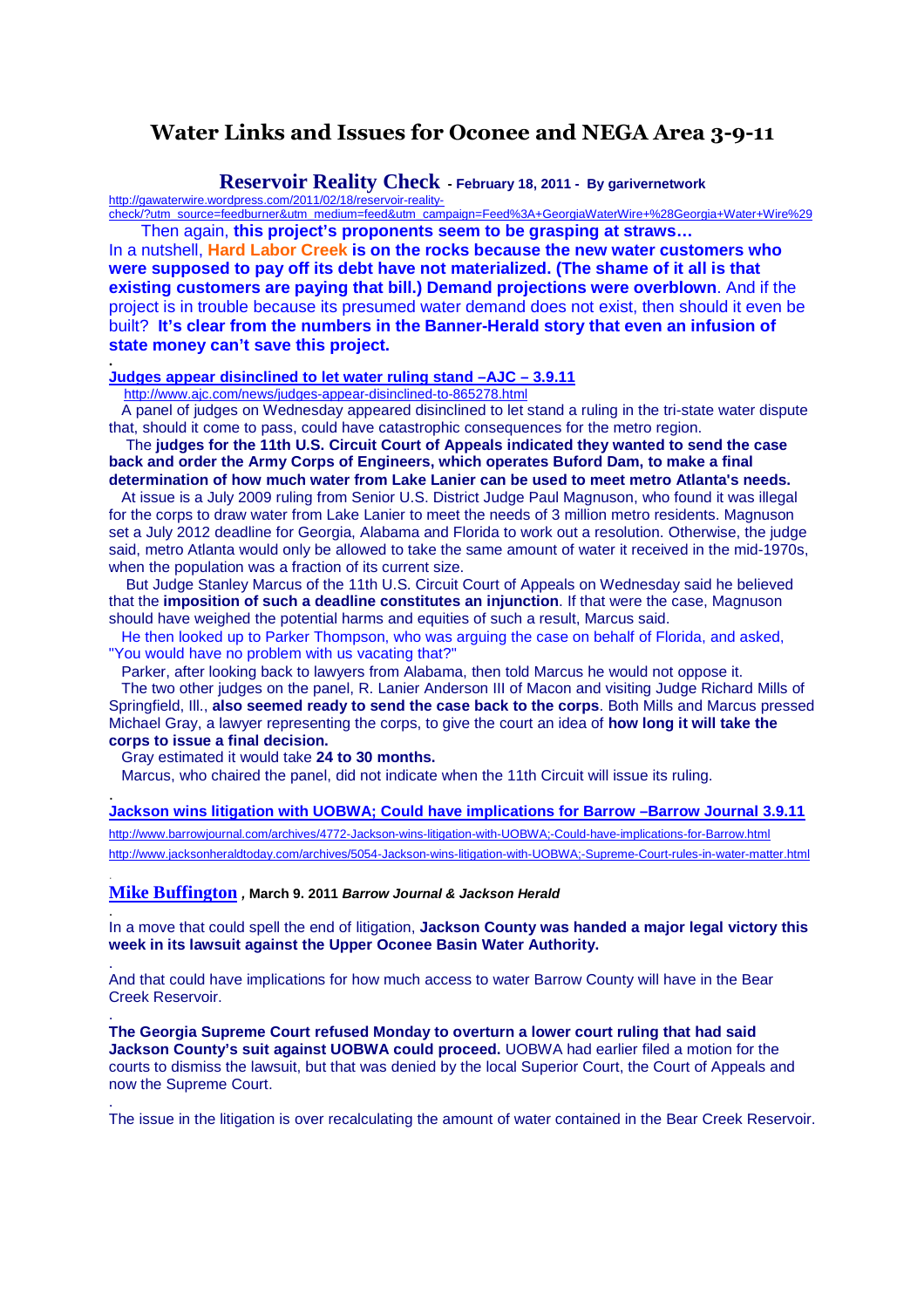# Water Links and Issues for Oconee and NEGA Area 3-9-11

## Reservoir Reality Check - February 18, 2011 - By garivernetwork

http://gawaterwire.wordpress.com/2011/02/18/reservoir-reality-check/?utm_source=feedburner&utm_medium=feed&utm_campaign=Feed%3A+GeorgiaWaterWire+%28Georgia+Water+Wire%29

Then again, **this project's proponents seem to be grasping at straws…**
In a nutshell, **Hard Labor Creek is on the rocks because the new water customers who were supposed to pay off its debt have not materialized. (The shame of it all is that existing customers are paying that bill.) Demand projections were overblown**. And if the project is in trouble because its presumed water demand does not exist, then should it even be built? **It's clear from the numbers in the Banner-Herald story that even an infusion of state money can't save this project.**

.

**Judges appear disinclined to let water ruling stand –AJC – 3.9.11**

http://www.ajc.com/news/judges-appear-disinclined-to-865278.html

A panel of judges on Wednesday appeared disinclined to let stand a ruling in the tri-state water dispute that, should it come to pass, could have catastrophic consequences for the metro region.

The **judges for the 11th U.S. Circuit Court of Appeals indicated they wanted to send the case back and order the Army Corps of Engineers, which operates Buford Dam, to make a final determination of how much water from Lake Lanier can be used to meet metro Atlanta's needs.**

At issue is a July 2009 ruling from Senior U.S. District Judge Paul Magnuson, who found it was illegal for the corps to draw water from Lake Lanier to meet the needs of 3 million metro residents. Magnuson set a July 2012 deadline for Georgia, Alabama and Florida to work out a resolution. Otherwise, the judge said, metro Atlanta would only be allowed to take the same amount of water it received in the mid-1970s, when the population was a fraction of its current size.

But Judge Stanley Marcus of the 11th U.S. Circuit Court of Appeals on Wednesday said he believed that the **imposition of such a deadline constitutes an injunction**. If that were the case, Magnuson should have weighed the potential harms and equities of such a result, Marcus said.

He then looked up to Parker Thompson, who was arguing the case on behalf of Florida, and asked, "You would have no problem with us vacating that?"

Parker, after looking back to lawyers from Alabama, then told Marcus he would not oppose it.

The two other judges on the panel, R. Lanier Anderson III of Macon and visiting Judge Richard Mills of Springfield, Ill., **also seemed ready to send the case back to the corps**. Both Mills and Marcus pressed Michael Gray, a lawyer representing the corps, to give the court an idea of **how long it will take the corps to issue a final decision.**

Gray estimated it would take **24 to 30 months.**

Marcus, who chaired the panel, did not indicate when the 11th Circuit will issue its ruling.

.

**Jackson wins litigation with UOBWA; Could have implications for Barrow –Barrow Journal 3.9.11**

http://www.barrowjournal.com/archives/4772-Jackson-wins-litigation-with-UOBWA;-Could-have-implications-for-Barrow.html

http://www.jacksonheraldtoday.com/archives/5054-Jackson-wins-litigation-with-UOBWA;-Supreme-Court-rules-in-water-matter.html

.

**Mike Buffington**, **March 9. 2011** ***Barrow Journal & Jackson Herald***

.

In a move that could spell the end of litigation, **Jackson County was handed a major legal victory this week in its lawsuit against the Upper Oconee Basin Water Authority.**

.

And that could have implications for how much access to water Barrow County will have in the Bear Creek Reservoir.

.

**The Georgia Supreme Court refused Monday to overturn a lower court ruling that had said Jackson County's suit against UOBWA could proceed.** UOBWA had earlier filed a motion for the courts to dismiss the lawsuit, but that was denied by the local Superior Court, the Court of Appeals and now the Supreme Court.

.

The issue in the litigation is over recalculating the amount of water contained in the Bear Creek Reservoir.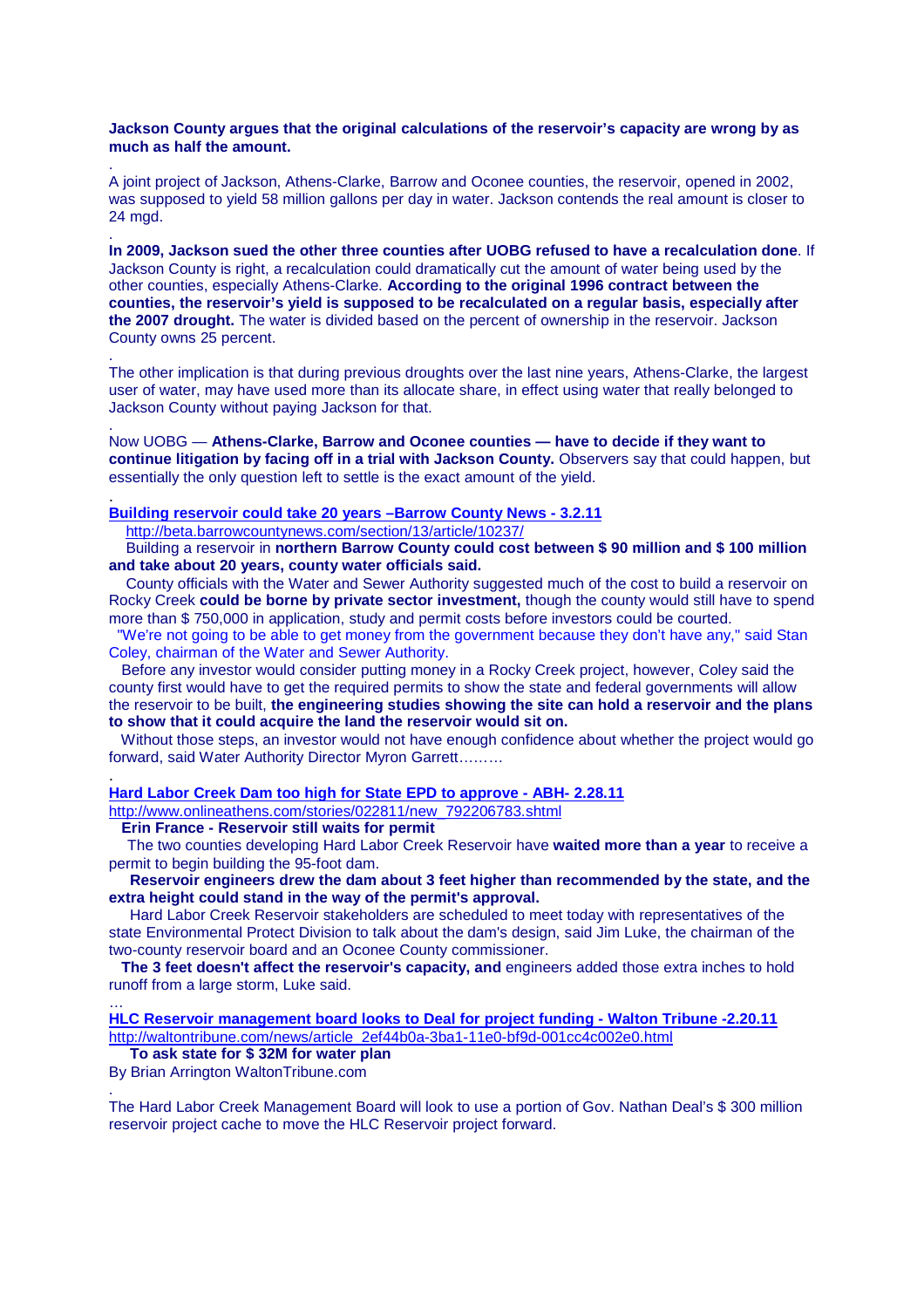**Jackson County argues that the original calculations of the reservoir's capacity are wrong by as much as half the amount.**

.

A joint project of Jackson, Athens-Clarke, Barrow and Oconee counties, the reservoir, opened in 2002, was supposed to yield 58 million gallons per day in water. Jackson contends the real amount is closer to 24 mgd.

.

**In 2009, Jackson sued the other three counties after UOBG refused to have a recalculation done**. If Jackson County is right, a recalculation could dramatically cut the amount of water being used by the other counties, especially Athens-Clarke. **According to the original 1996 contract between the counties, the reservoir's yield is supposed to be recalculated on a regular basis, especially after the 2007 drought.** The water is divided based on the percent of ownership in the reservoir. Jackson County owns 25 percent.

.

The other implication is that during previous droughts over the last nine years, Athens-Clarke, the largest user of water, may have used more than its allocate share, in effect using water that really belonged to Jackson County without paying Jackson for that.

.

Now UOBG — **Athens-Clarke, Barrow and Oconee counties — have to decide if they want to continue litigation by facing off in a trial with Jackson County.** Observers say that could happen, but essentially the only question left to settle is the exact amount of the yield.

.

**Building reservoir could take 20 years –Barrow County News - 3.2.11**

http://beta.barrowcountynews.com/section/13/article/10237/

Building a reservoir in **northern Barrow County could cost between $ 90 million and $ 100 million and take about 20 years, county water officials said.**

County officials with the Water and Sewer Authority suggested much of the cost to build a reservoir on Rocky Creek **could be borne by private sector investment,** though the county would still have to spend more than $ 750,000 in application, study and permit costs before investors could be courted.

"We're not going to be able to get money from the government because they don't have any," said Stan Coley, chairman of the Water and Sewer Authority.

Before any investor would consider putting money in a Rocky Creek project, however, Coley said the county first would have to get the required permits to show the state and federal governments will allow the reservoir to be built, **the engineering studies showing the site can hold a reservoir and the plans to show that it could acquire the land the reservoir would sit on.**

Without those steps, an investor would not have enough confidence about whether the project would go forward, said Water Authority Director Myron Garrett………

.

**Hard Labor Creek Dam too high for State EPD to approve - ABH- 2.28.11**

http://www.onlineathens.com/stories/022811/new_792206783.shtml

**Erin France - Reservoir still waits for permit**

The two counties developing Hard Labor Creek Reservoir have **waited more than a year** to receive a permit to begin building the 95-foot dam.

**Reservoir engineers drew the dam about 3 feet higher than recommended by the state, and the extra height could stand in the way of the permit's approval.**

Hard Labor Creek Reservoir stakeholders are scheduled to meet today with representatives of the state Environmental Protect Division to talk about the dam's design, said Jim Luke, the chairman of the two-county reservoir board and an Oconee County commissioner.

**The 3 feet doesn't affect the reservoir's capacity, and** engineers added those extra inches to hold runoff from a large storm, Luke said.

…

**HLC Reservoir management board looks to Deal for project funding - Walton Tribune -2.20.11**

http://waltontribune.com/news/article_2ef44b0a-3ba1-11e0-bf9d-001cc4c002e0.html

**To ask state for $ 32M for water plan**

By Brian Arrington WaltonTribune.com

.

The Hard Labor Creek Management Board will look to use a portion of Gov. Nathan Deal's $ 300 million reservoir project cache to move the HLC Reservoir project forward.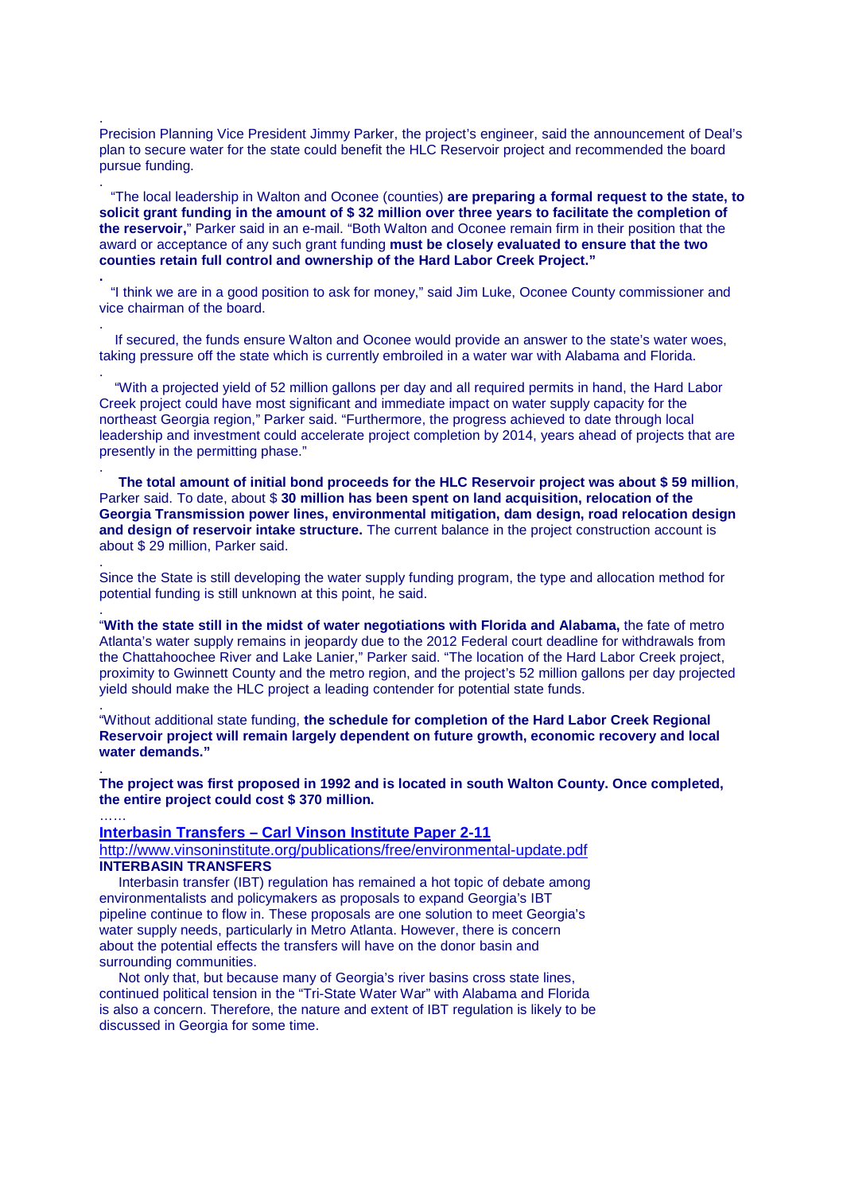.
Precision Planning Vice President Jimmy Parker, the project's engineer, said the announcement of Deal's plan to secure water for the state could benefit the HLC Reservoir project and recommended the board pursue funding.

.
"The local leadership in Walton and Oconee (counties) **are preparing a formal request to the state, to solicit grant funding in the amount of $ 32 million over three years to facilitate the completion of the reservoir,**" Parker said in an e-mail. "Both Walton and Oconee remain firm in their position that the award or acceptance of any such grant funding **must be closely evaluated to ensure that the two counties retain full control and ownership of the Hard Labor Creek Project."**

**.**
"I think we are in a good position to ask for money," said Jim Luke, Oconee County commissioner and vice chairman of the board.

.
If secured, the funds ensure Walton and Oconee would provide an answer to the state's water woes, taking pressure off the state which is currently embroiled in a water war with Alabama and Florida.

.
"With a projected yield of 52 million gallons per day and all required permits in hand, the Hard Labor Creek project could have most significant and immediate impact on water supply capacity for the northeast Georgia region," Parker said. "Furthermore, the progress achieved to date through local leadership and investment could accelerate project completion by 2014, years ahead of projects that are presently in the permitting phase."

.
**The total amount of initial bond proceeds for the HLC Reservoir project was about $ 59 million**, Parker said. To date, about $ **30 million has been spent on land acquisition, relocation of the Georgia Transmission power lines, environmental mitigation, dam design, road relocation design and design of reservoir intake structure.** The current balance in the project construction account is about $ 29 million, Parker said.

.
Since the State is still developing the water supply funding program, the type and allocation method for potential funding is still unknown at this point, he said.

.
"**With the state still in the midst of water negotiations with Florida and Alabama,** the fate of metro Atlanta's water supply remains in jeopardy due to the 2012 Federal court deadline for withdrawals from the Chattahoochee River and Lake Lanier," Parker said. "The location of the Hard Labor Creek project, proximity to Gwinnett County and the metro region, and the project's 52 million gallons per day projected yield should make the HLC project a leading contender for potential state funds.

.
"Without additional state funding, **the schedule for completion of the Hard Labor Creek Regional Reservoir project will remain largely dependent on future growth, economic recovery and local water demands."**

.
**The project was first proposed in 1992 and is located in south Walton County. Once completed, the entire project could cost $ 370 million.**

……

**Interbasin Transfers – Carl Vinson Institute Paper 2-11**

http://www.vinsoninstitute.org/publications/free/environmental-update.pdf

**INTERBASIN TRANSFERS**

Interbasin transfer (IBT) regulation has remained a hot topic of debate among environmentalists and policymakers as proposals to expand Georgia's IBT pipeline continue to flow in. These proposals are one solution to meet Georgia's water supply needs, particularly in Metro Atlanta. However, there is concern about the potential effects the transfers will have on the donor basin and surrounding communities.

Not only that, but because many of Georgia's river basins cross state lines, continued political tension in the "Tri-State Water War" with Alabama and Florida is also a concern. Therefore, the nature and extent of IBT regulation is likely to be discussed in Georgia for some time.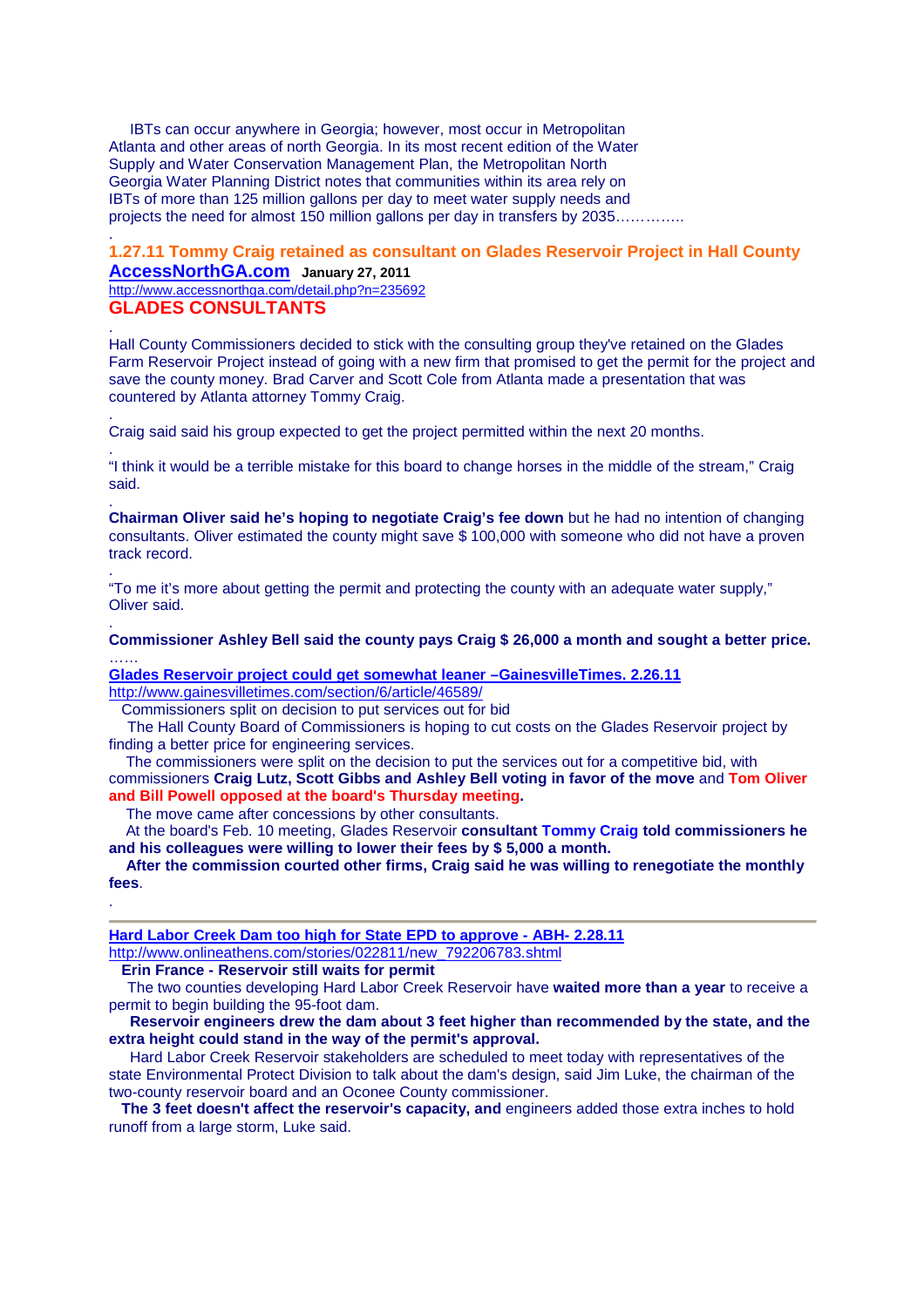IBTs can occur anywhere in Georgia; however, most occur in Metropolitan Atlanta and other areas of north Georgia. In its most recent edition of the Water Supply and Water Conservation Management Plan, the Metropolitan North Georgia Water Planning District notes that communities within its area rely on IBTs of more than 125 million gallons per day to meet water supply needs and projects the need for almost 150 million gallons per day in transfers by 2035…………..

.

## 1.27.11 Tommy Craig retained as consultant on Glades Reservoir Project in Hall County

**AccessNorthGA.com** **January 27, 2011**

http://www.accessnorthga.com/detail.php?n=235692

## GLADES CONSULTANTS

.

Hall County Commissioners decided to stick with the consulting group they've retained on the Glades Farm Reservoir Project instead of going with a new firm that promised to get the permit for the project and save the county money. Brad Carver and Scott Cole from Atlanta made a presentation that was countered by Atlanta attorney Tommy Craig.

.

Craig said said his group expected to get the project permitted within the next 20 months.

.

"I think it would be a terrible mistake for this board to change horses in the middle of the stream," Craig said.

.

**Chairman Oliver said he's hoping to negotiate Craig's fee down** but he had no intention of changing consultants. Oliver estimated the county might save $ 100,000 with someone who did not have a proven track record.

.

"To me it's more about getting the permit and protecting the county with an adequate water supply," Oliver said.

.

**Commissioner Ashley Bell said the county pays Craig $ 26,000 a month and sought a better price.**

……

**Glades Reservoir project could get somewhat leaner –GainesvilleTimes. 2.26.11**

http://www.gainesvilletimes.com/section/6/article/46589/

Commissioners split on decision to put services out for bid

The Hall County Board of Commissioners is hoping to cut costs on the Glades Reservoir project by finding a better price for engineering services.

The commissioners were split on the decision to put the services out for a competitive bid, with commissioners **Craig Lutz, Scott Gibbs and Ashley Bell voting in favor of the move** and **Tom Oliver and Bill Powell opposed at the board's Thursday meeting.**

The move came after concessions by other consultants.

At the board's Feb. 10 meeting, Glades Reservoir **consultant Tommy Craig told commissioners he and his colleagues were willing to lower their fees by $ 5,000 a month.**

**After the commission courted other firms, Craig said he was willing to renegotiate the monthly fees**.

.

---

**Hard Labor Creek Dam too high for State EPD to approve - ABH- 2.28.11**

http://www.onlineathens.com/stories/022811/new_792206783.shtml

**Erin France - Reservoir still waits for permit**

The two counties developing Hard Labor Creek Reservoir have **waited more than a year** to receive a permit to begin building the 95-foot dam.

**Reservoir engineers drew the dam about 3 feet higher than recommended by the state, and the extra height could stand in the way of the permit's approval.**

Hard Labor Creek Reservoir stakeholders are scheduled to meet today with representatives of the state Environmental Protect Division to talk about the dam's design, said Jim Luke, the chairman of the two-county reservoir board and an Oconee County commissioner.

**The 3 feet doesn't affect the reservoir's capacity, and** engineers added those extra inches to hold runoff from a large storm, Luke said.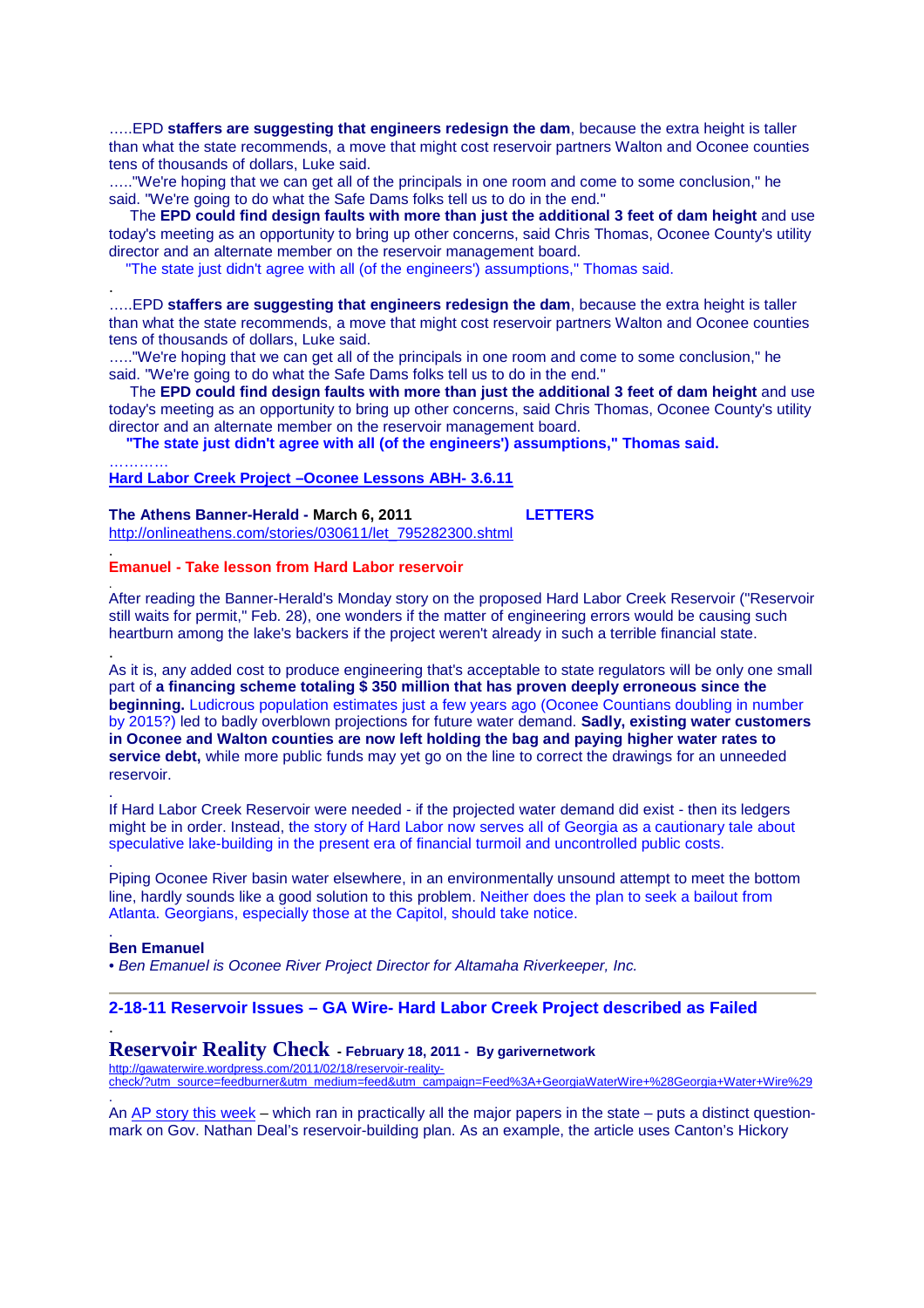…..EPD **staffers are suggesting that engineers redesign the dam**, because the extra height is taller than what the state recommends, a move that might cost reservoir partners Walton and Oconee counties tens of thousands of dollars, Luke said.

….."We're hoping that we can get all of the principals in one room and come to some conclusion," he said. "We're going to do what the Safe Dams folks tell us to do in the end."

The **EPD could find design faults with more than just the additional 3 feet of dam height** and use today's meeting as an opportunity to bring up other concerns, said Chris Thomas, Oconee County's utility director and an alternate member on the reservoir management board.

"The state just didn't agree with all (of the engineers') assumptions," Thomas said.

.

…..EPD **staffers are suggesting that engineers redesign the dam**, because the extra height is taller than what the state recommends, a move that might cost reservoir partners Walton and Oconee counties tens of thousands of dollars, Luke said.

….."We're hoping that we can get all of the principals in one room and come to some conclusion," he said. "We're going to do what the Safe Dams folks tell us to do in the end."

The **EPD could find design faults with more than just the additional 3 feet of dam height** and use today's meeting as an opportunity to bring up other concerns, said Chris Thomas, Oconee County's utility director and an alternate member on the reservoir management board.

**"The state just didn't agree with all (of the engineers') assumptions," Thomas said.**

…………

**Hard Labor Creek Project –Oconee Lessons ABH- 3.6.11**

**The Athens Banner-Herald - March 6, 2011** **LETTERS**

http://onlineathens.com/stories/030611/let_795282300.shtml

.

**Emanuel - Take lesson from Hard Labor reservoir**

.

After reading the Banner-Herald's Monday story on the proposed Hard Labor Creek Reservoir ("Reservoir still waits for permit," Feb. 28), one wonders if the matter of engineering errors would be causing such heartburn among the lake's backers if the project weren't already in such a terrible financial state.

.

As it is, any added cost to produce engineering that's acceptable to state regulators will be only one small part of **a financing scheme totaling $ 350 million that has proven deeply erroneous since the beginning.** Ludicrous population estimates just a few years ago (Oconee Countians doubling in number by 2015?) led to badly overblown projections for future water demand. **Sadly, existing water customers in Oconee and Walton counties are now left holding the bag and paying higher water rates to service debt,** while more public funds may yet go on the line to correct the drawings for an unneeded reservoir.

.

If Hard Labor Creek Reservoir were needed - if the projected water demand did exist - then its ledgers might be in order. Instead, the story of Hard Labor now serves all of Georgia as a cautionary tale about speculative lake-building in the present era of financial turmoil and uncontrolled public costs.

.

Piping Oconee River basin water elsewhere, in an environmentally unsound attempt to meet the bottom line, hardly sounds like a good solution to this problem. Neither does the plan to seek a bailout from Atlanta. Georgians, especially those at the Capitol, should take notice.

.

**Ben Emanuel**

*• Ben Emanuel is Oconee River Project Director for Altamaha Riverkeeper, Inc.*

---

**2-18-11 Reservoir Issues – GA Wire- Hard Labor Creek Project described as Failed**

.

**Reservoir Reality Check** **- February 18, 2011 - By garivernetwork**

http://gawaterwire.wordpress.com/2011/02/18/reservoir-reality-check/?utm_source=feedburner&utm_medium=feed&utm_campaign=Feed%3A+GeorgiaWaterWire+%28Georgia+Water+Wire%29

.

An AP story this week – which ran in practically all the major papers in the state – puts a distinct question-mark on Gov. Nathan Deal's reservoir-building plan. As an example, the article uses Canton's Hickory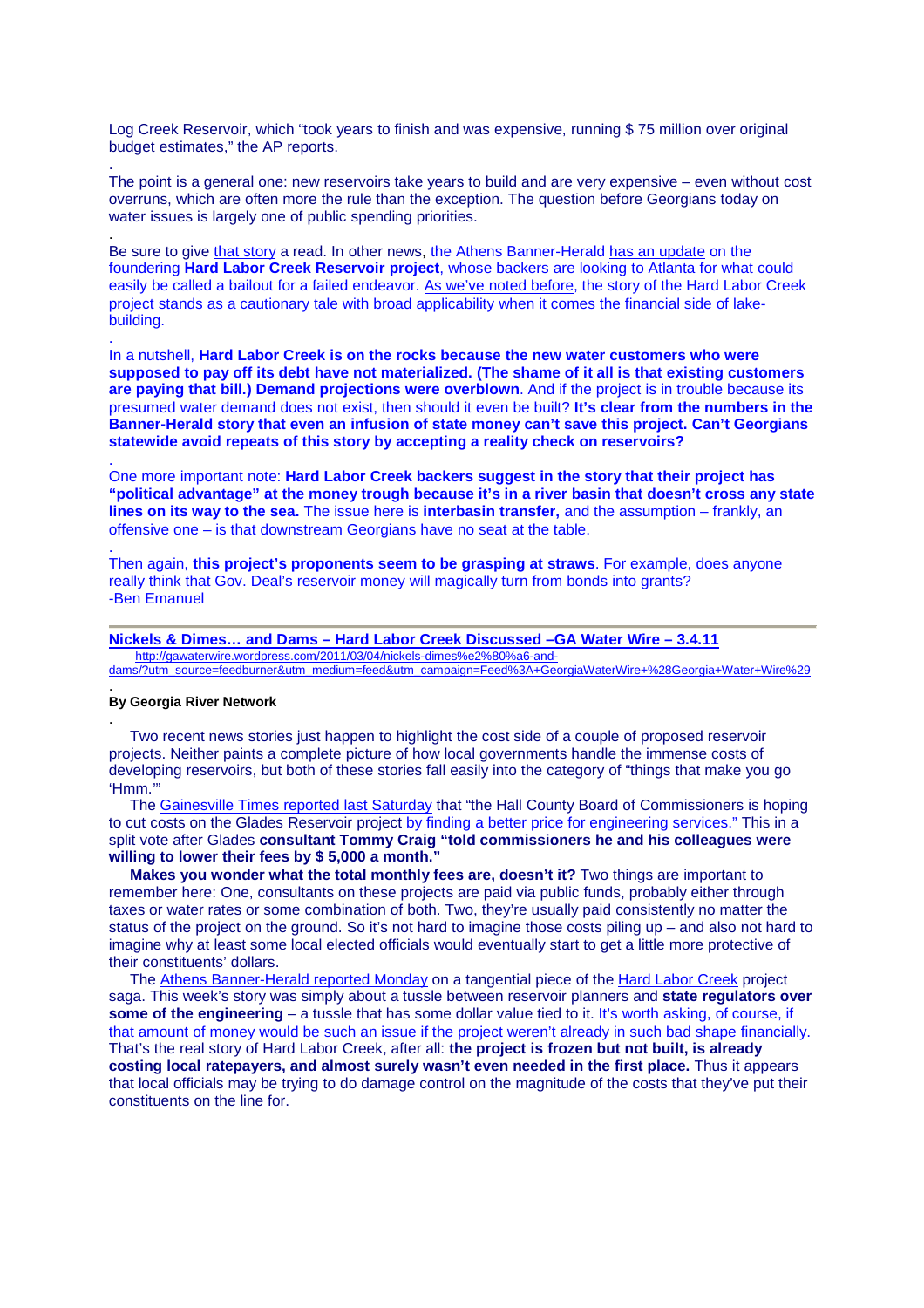Log Creek Reservoir, which "took years to finish and was expensive, running $ 75 million over original budget estimates," the AP reports.

.

The point is a general one: new reservoirs take years to build and are very expensive – even without cost overruns, which are often more the rule than the exception. The question before Georgians today on water issues is largely one of public spending priorities.

.

Be sure to give that story a read. In other news, the Athens Banner-Herald has an update on the foundering **Hard Labor Creek Reservoir project**, whose backers are looking to Atlanta for what could easily be called a bailout for a failed endeavor. As we've noted before, the story of the Hard Labor Creek project stands as a cautionary tale with broad applicability when it comes the financial side of lake-building.

.

In a nutshell, **Hard Labor Creek is on the rocks because the new water customers who were supposed to pay off its debt have not materialized. (The shame of it all is that existing customers are paying that bill.) Demand projections were overblown**. And if the project is in trouble because its presumed water demand does not exist, then should it even be built? **It's clear from the numbers in the Banner-Herald story that even an infusion of state money can't save this project. Can't Georgians statewide avoid repeats of this story by accepting a reality check on reservoirs?**

.

One more important note: **Hard Labor Creek backers suggest in the story that their project has "political advantage" at the money trough because it's in a river basin that doesn't cross any state lines on its way to the sea.** The issue here is **interbasin transfer,** and the assumption – frankly, an offensive one – is that downstream Georgians have no seat at the table.

.

Then again, **this project's proponents seem to be grasping at straws**. For example, does anyone really think that Gov. Deal's reservoir money will magically turn from bonds into grants?
-Ben Emanuel

---

**Nickels & Dimes… and Dams – Hard Labor Creek Discussed –GA Water Wire – 3.4.11**

http://gawaterwire.wordpress.com/2011/03/04/nickels-dimes%e2%80%a6-and-dams/?utm_source=feedburner&utm_medium=feed&utm_campaign=Feed%3A+GeorgiaWaterWire+%28Georgia+Water+Wire%29

.

**By Georgia River Network**

.

Two recent news stories just happen to highlight the cost side of a couple of proposed reservoir projects. Neither paints a complete picture of how local governments handle the immense costs of developing reservoirs, but both of these stories fall easily into the category of "things that make you go 'Hmm.'"

The Gainesville Times reported last Saturday that "the Hall County Board of Commissioners is hoping to cut costs on the Glades Reservoir project by finding a better price for engineering services." This in a split vote after Glades **consultant Tommy Craig "told commissioners he and his colleagues were willing to lower their fees by $ 5,000 a month."**

**Makes you wonder what the total monthly fees are, doesn't it?** Two things are important to remember here: One, consultants on these projects are paid via public funds, probably either through taxes or water rates or some combination of both. Two, they're usually paid consistently no matter the status of the project on the ground. So it's not hard to imagine those costs piling up – and also not hard to imagine why at least some local elected officials would eventually start to get a little more protective of their constituents' dollars.

The Athens Banner-Herald reported Monday on a tangential piece of the Hard Labor Creek project saga. This week's story was simply about a tussle between reservoir planners and **state regulators over some of the engineering** – a tussle that has some dollar value tied to it. It's worth asking, of course, if that amount of money would be such an issue if the project weren't already in such bad shape financially. That's the real story of Hard Labor Creek, after all: **the project is frozen but not built, is already costing local ratepayers, and almost surely wasn't even needed in the first place.** Thus it appears that local officials may be trying to do damage control on the magnitude of the costs that they've put their constituents on the line for.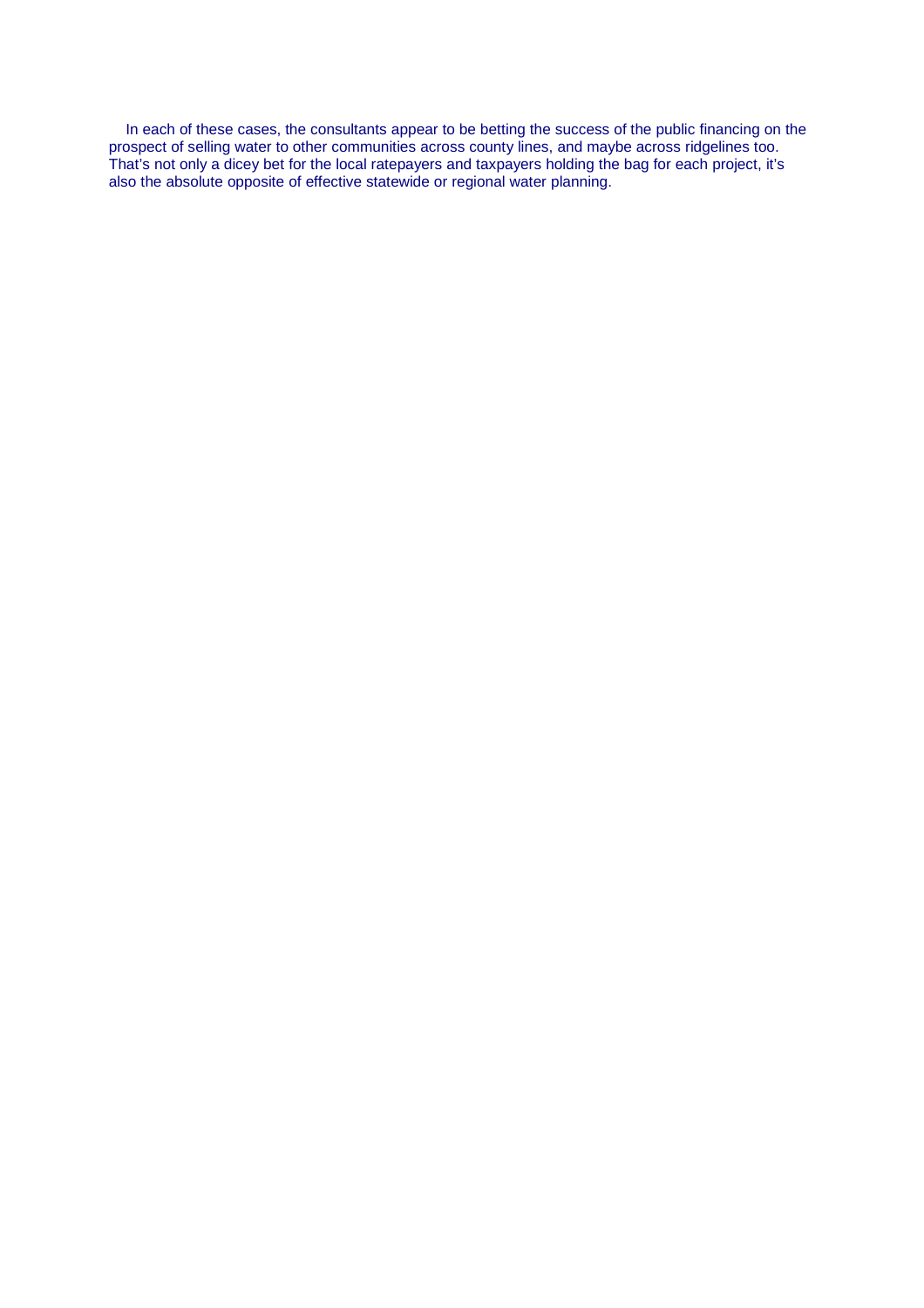In each of these cases, the consultants appear to be betting the success of the public financing on the prospect of selling water to other communities across county lines, and maybe across ridgelines too. That's not only a dicey bet for the local ratepayers and taxpayers holding the bag for each project, it's also the absolute opposite of effective statewide or regional water planning.